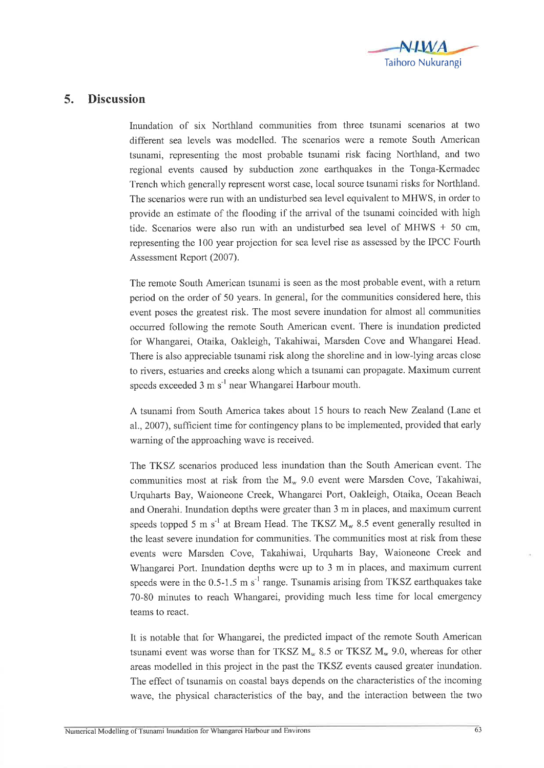# 5. Discussion

Inundation of six Northland communities from three tsunami scenarios at two different sea levels was modelled. The scenarios were a remote South American tsunami, representing the most probable tsunami risk facing Northland, and two regional events caused by subduction zone earthquakes in the Tonga-Kermadec Trench which generally represent worst case, local source tsunami risks for Northland. The scenarios were run with an undisturbed sea level equivalent to MHWS, in order to provide an estimate of the flooding if the arrival of the tsunami coincided with high tide. Scenarios were also run with an undisturbed sea level of MHWS + 50 cm, representing the 100 year projection for sea level rise as assessed by the IPCC Fourth Assessment Report (2007).

The remote South American tsunami is seen as the most probable event, with a return period on the order of 50 years. In general, for the communities considered here, this event poses the greatest risk. The most severe inundation for almost all communities occurred following the remote South American event. There is inundation predicted for Whangarei, Otaika, Oakleigh, Takahiwai, Marsden Cove and Whangarei Head. There is also appreciable tsunami risk along the shoreline and in low-lying areas close to rivers, estuaries and creeks along which a tsunami can propagate. Maximum current speeds exceeded 3 m $s^{-1}$ near Whangarei Harbour mouth.

A tsunami from South America takes about 15 hours to reach New Zealand (Lane et al., 2007), sufficient time for contingency plans to be implemented, provided that early warning of the approaching wave is received.

The TKSZ scenarios produced less inundation than the South American event. The communities most at risk from the $M_w$ 9.0 event were Marsden Cove, Takahiwai, Urquharts Bay, Waioneone Creek, Whangarei Port, Oakleigh, Otaika, Ocean Beach and Onerahi. Inundation depths were greater than 3 m in places, and maximum current speeds topped 5 m $s^{-1}$ at Bream Head. The TKSZ $M_w$ 8.5 event generally resulted in the least severe inundation for communities. The communities most at risk from these events were Marsden Cove, Takahiwai, Urquharts Bay, Waioneone Creek and Whangarei Port. Inundation depths were up to 3 m in places, and maximum current speeds were in the 0.5-1.5 m $s^{-1}$ range. Tsunamis arising from TKSZ earthquakes take 70-80 minutes to reach Whangarei, providing much less time for local emergency teams to react.

It is notable that for Whangarei, the predicted impact of the remote South American tsunami event was worse than for TKSZ $M_w$ 8.5 or TKSZ $M_w$ 9.0, whereas for other areas modelled in this project in the past the TKSZ events caused greater inundation. The effect of tsunamis on coastal bays depends on the characteristics of the incoming wave, the physical characteristics of the bay, and the interaction between the two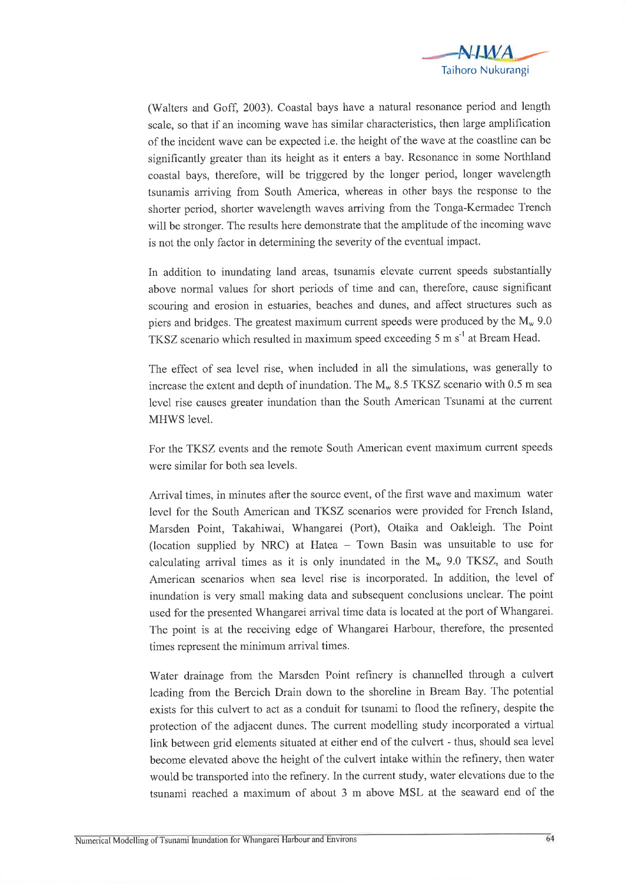(Walters and Goff, 2003). Coastal bays have a natural resonance period and length scale, so that if an incoming wave has similar characteristics, then large amplification of the incident wave can be expected i.e. the height of the wave at the coastline can be significantly greater than its height as it enters a bay. Resonance in some Northland coastal bays, therefore, will be triggered by the longer period, longer wavelength tsunamis arriving from South America, whereas in other bays the response to the shorter period, shorter wavelength waves arriving from the Tonga-Kermadec Trench will be stronger. The results here demonstrate that the amplitude of the incoming wave is not the only factor in determining the severity of the eventual impact.

In addition to inundating land areas, tsunamis elevate current speeds substantially above normal values for short periods of time and can, therefore, cause significant scouring and erosion in estuaries, beaches and dunes, and affect structures such as piers and bridges. The greatest maximum current speeds were produced by the $M_w$ 9.0 TKSZ scenario which resulted in maximum speed exceeding 5 m $s^{-1}$ at Bream Head.

The effect of sea level rise, when included in all the simulations, was generally to increase the extent and depth of inundation. The $M_w$ 8.5 TKSZ scenario with 0.5 m sea level rise causes greater inundation than the South American Tsunami at the current MHWS level.

For the TKSZ events and the remote South American event maximum current speeds were similar for both sea levels.

Arrival times, in minutes after the source event, of the first wave and maximum water level for the South American and TKSZ scenarios were provided for French Island, Marsden Point, Takahiwai, Whangarei (Port), Otaika and Oakleigh. The Point (location supplied by NRC) at Hatea – Town Basin was unsuitable to use for calculating arrival times as it is only inundated in the $M_w$ 9.0 TKSZ, and South American scenarios when sea level rise is incorporated. In addition, the level of inundation is very small making data and subsequent conclusions unclear. The point used for the presented Whangarei arrival time data is located at the port of Whangarei. The point is at the receiving edge of Whangarei Harbour, therefore, the presented times represent the minimum arrival times.

Water drainage from the Marsden Point refinery is channelled through a culvert leading from the Bercich Drain down to the shoreline in Bream Bay. The potential exists for this culvert to act as a conduit for tsunami to flood the refinery, despite the protection of the adjacent dunes. The current modelling study incorporated a virtual link between grid elements situated at either end of the culvert - thus, should sea level become elevated above the height of the culvert intake within the refinery, then water would be transported into the refinery. In the current study, water elevations due to the tsunami reached a maximum of about 3 m above MSL at the seaward end of the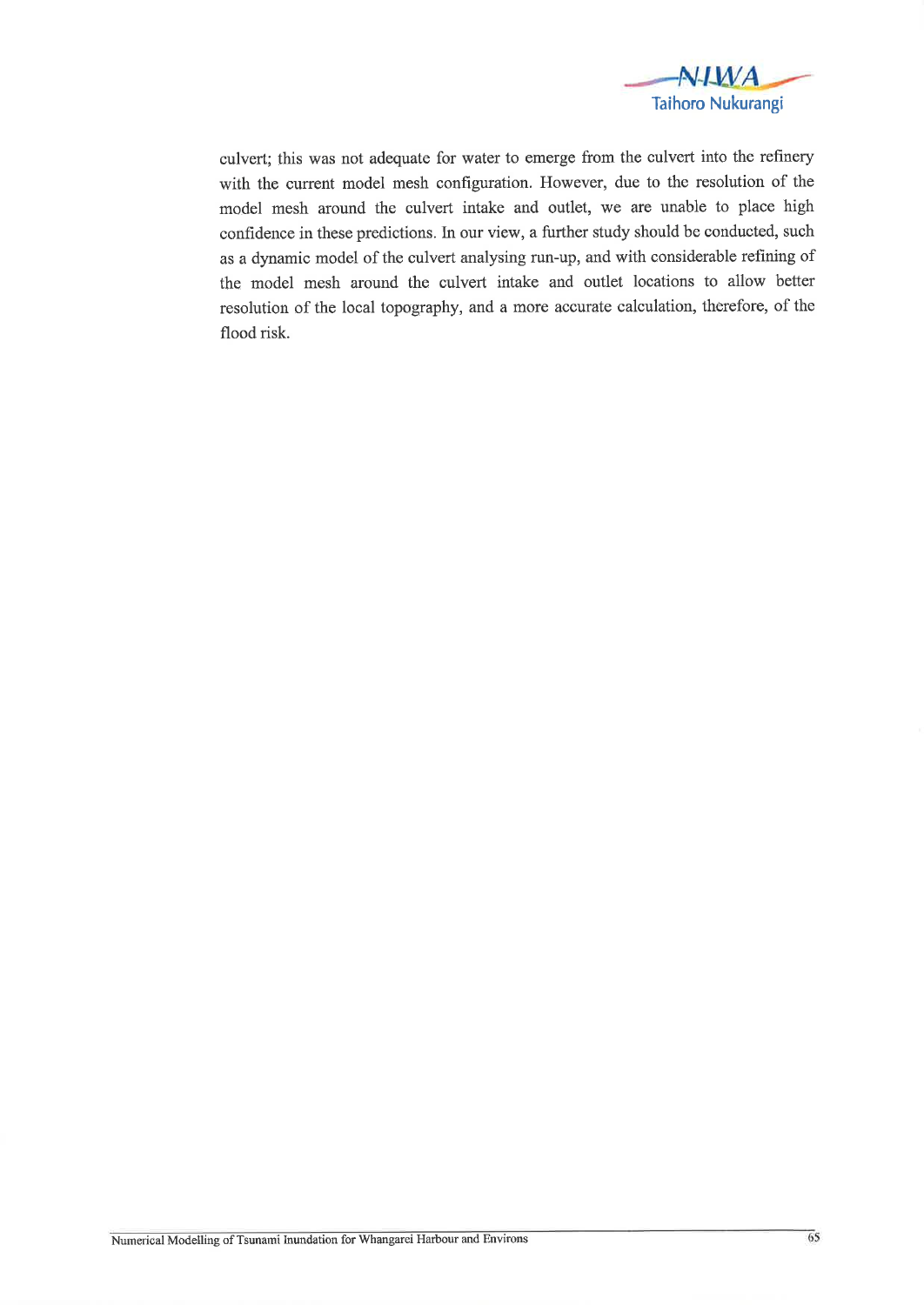culvert; this was not adequate for water to emerge from the culvert into the refinery with the current model mesh configuration. However, due to the resolution of the model mesh around the culvert intake and outlet, we are unable to place high confidence in these predictions. In our view, a further study should be conducted, such as a dynamic model of the culvert analysing run-up, and with considerable refining of the model mesh around the culvert intake and outlet locations to allow better resolution of the local topography, and a more accurate calculation, therefore, of the flood risk.